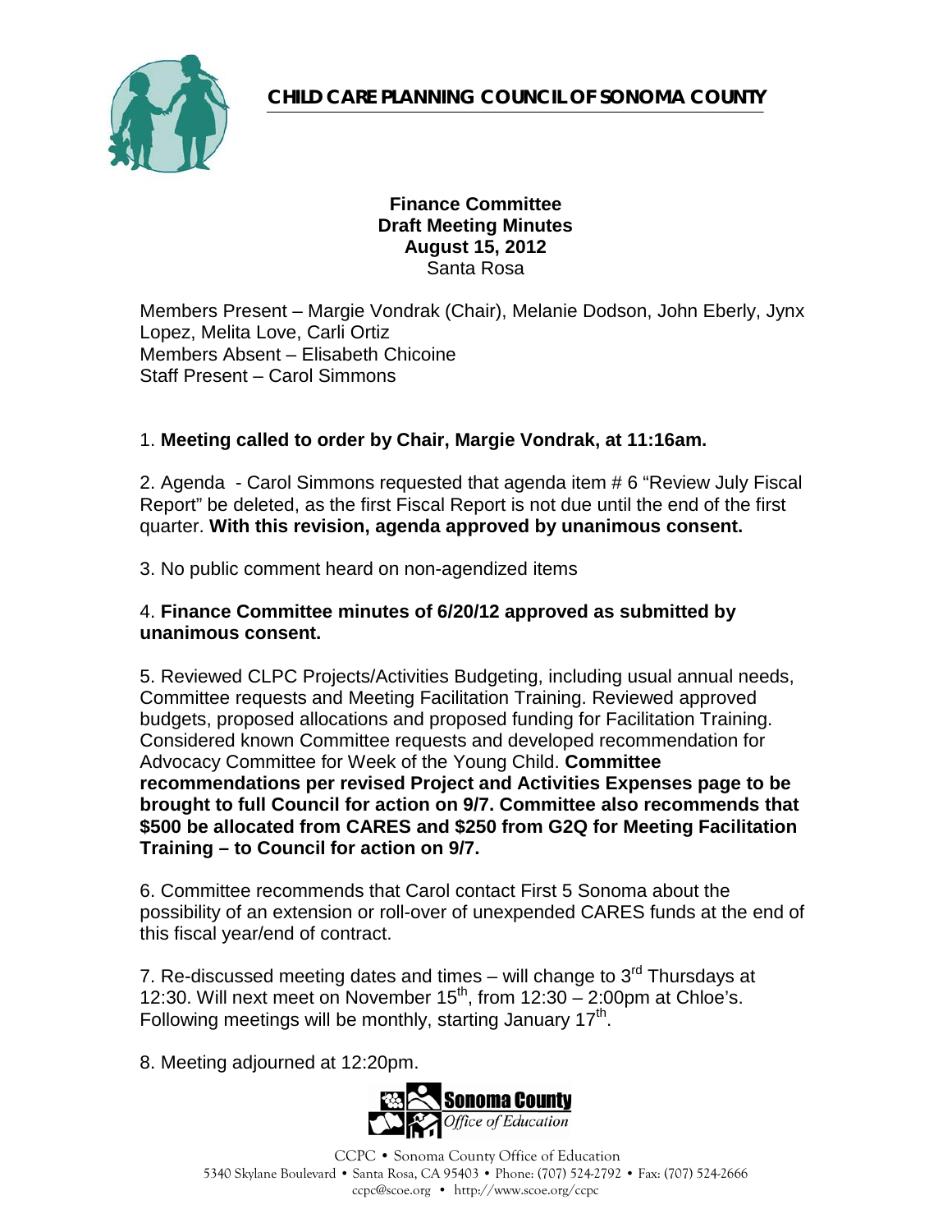# CHILD CARE PLANNING COUNCIL OF SONOMA COUNTY

**Finance Committee**
**Draft Meeting Minutes**
**August 15, 2012**
Santa Rosa

Members Present – Margie Vondrak (Chair), Melanie Dodson, John Eberly, Jynx Lopez, Melita Love, Carli Ortiz
Members Absent – Elisabeth Chicoine
Staff Present – Carol Simmons

1. **Meeting called to order by Chair, Margie Vondrak, at 11:16am.**

2. Agenda - Carol Simmons requested that agenda item # 6 "Review July Fiscal Report" be deleted, as the first Fiscal Report is not due until the end of the first quarter. **With this revision, agenda approved by unanimous consent.**

3. No public comment heard on non-agendized items

4. **Finance Committee minutes of 6/20/12 approved as submitted by unanimous consent.**

5. Reviewed CLPC Projects/Activities Budgeting, including usual annual needs, Committee requests and Meeting Facilitation Training. Reviewed approved budgets, proposed allocations and proposed funding for Facilitation Training. Considered known Committee requests and developed recommendation for Advocacy Committee for Week of the Young Child. **Committee recommendations per revised Project and Activities Expenses page to be brought to full Council for action on 9/7. Committee also recommends that $500 be allocated from CARES and $250 from G2Q for Meeting Facilitation Training – to Council for action on 9/7.**

6. Committee recommends that Carol contact First 5 Sonoma about the possibility of an extension or roll-over of unexpended CARES funds at the end of this fiscal year/end of contract.

7. Re-discussed meeting dates and times – will change to 3rd Thursdays at 12:30. Will next meet on November 15th, from 12:30 – 2:00pm at Chloe's. Following meetings will be monthly, starting January 17th.

8. Meeting adjourned at 12:20pm.

Sonoma County Office of Education

CCPC • Sonoma County Office of Education
5340 Skylane Boulevard • Santa Rosa, CA 95403 • Phone: (707) 524-2792 • Fax: (707) 524-2666
ccpc@scoe.org • http://www.scoe.org/ccpc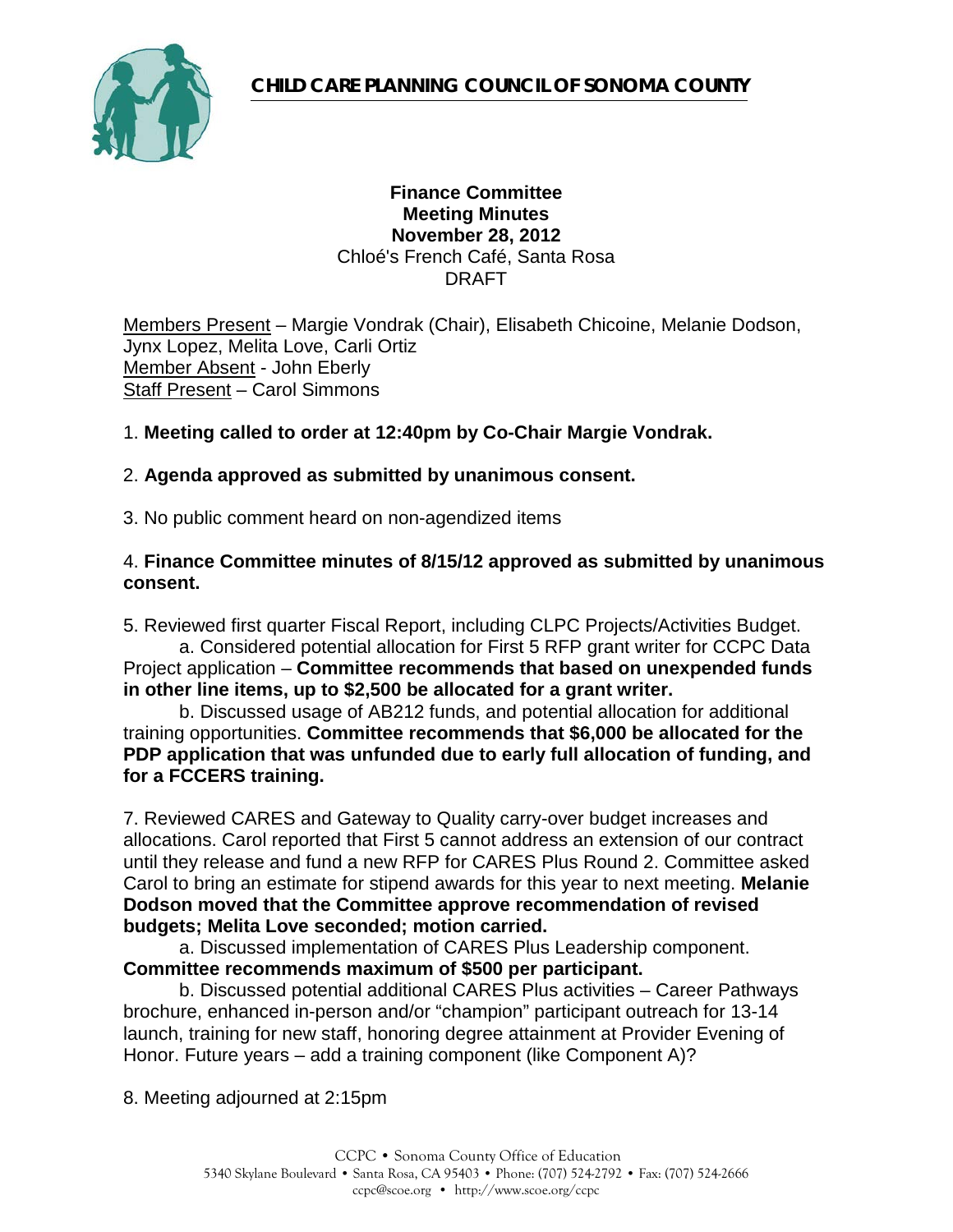**CHILD CARE PLANNING COUNCIL OF SONOMA COUNTY**

**Finance Committee**
**Meeting Minutes**
**November 28, 2012**
Chloé's French Café, Santa Rosa
DRAFT

Members Present – Margie Vondrak (Chair), Elisabeth Chicoine, Melanie Dodson, Jynx Lopez, Melita Love, Carli Ortiz
Member Absent - John Eberly
Staff Present – Carol Simmons

1. **Meeting called to order at 12:40pm by Co-Chair Margie Vondrak.**

2. **Agenda approved as submitted by unanimous consent.**

3. No public comment heard on non-agendized items

4. **Finance Committee minutes of 8/15/12 approved as submitted by unanimous consent.**

5. Reviewed first quarter Fiscal Report, including CLPC Projects/Activities Budget.

   a. Considered potential allocation for First 5 RFP grant writer for CCPC Data Project application – **Committee recommends that based on unexpended funds in other line items, up to $2,500 be allocated for a grant writer.**

   b. Discussed usage of AB212 funds, and potential allocation for additional training opportunities. **Committee recommends that $6,000 be allocated for the PDP application that was unfunded due to early full allocation of funding, and for a FCCERS training.**

7. Reviewed CARES and Gateway to Quality carry-over budget increases and allocations. Carol reported that First 5 cannot address an extension of our contract until they release and fund a new RFP for CARES Plus Round 2. Committee asked Carol to bring an estimate for stipend awards for this year to next meeting. **Melanie Dodson moved that the Committee approve recommendation of revised budgets; Melita Love seconded; motion carried.**

   a. Discussed implementation of CARES Plus Leadership component. **Committee recommends maximum of $500 per participant.**

   b. Discussed potential additional CARES Plus activities – Career Pathways brochure, enhanced in-person and/or "champion" participant outreach for 13-14 launch, training for new staff, honoring degree attainment at Provider Evening of Honor. Future years – add a training component (like Component A)?

8. Meeting adjourned at 2:15pm

CCPC • Sonoma County Office of Education
5340 Skylane Boulevard • Santa Rosa, CA 95403 • Phone: (707) 524-2792 • Fax: (707) 524-2666
ccpc@scoe.org • http://www.scoe.org/ccpc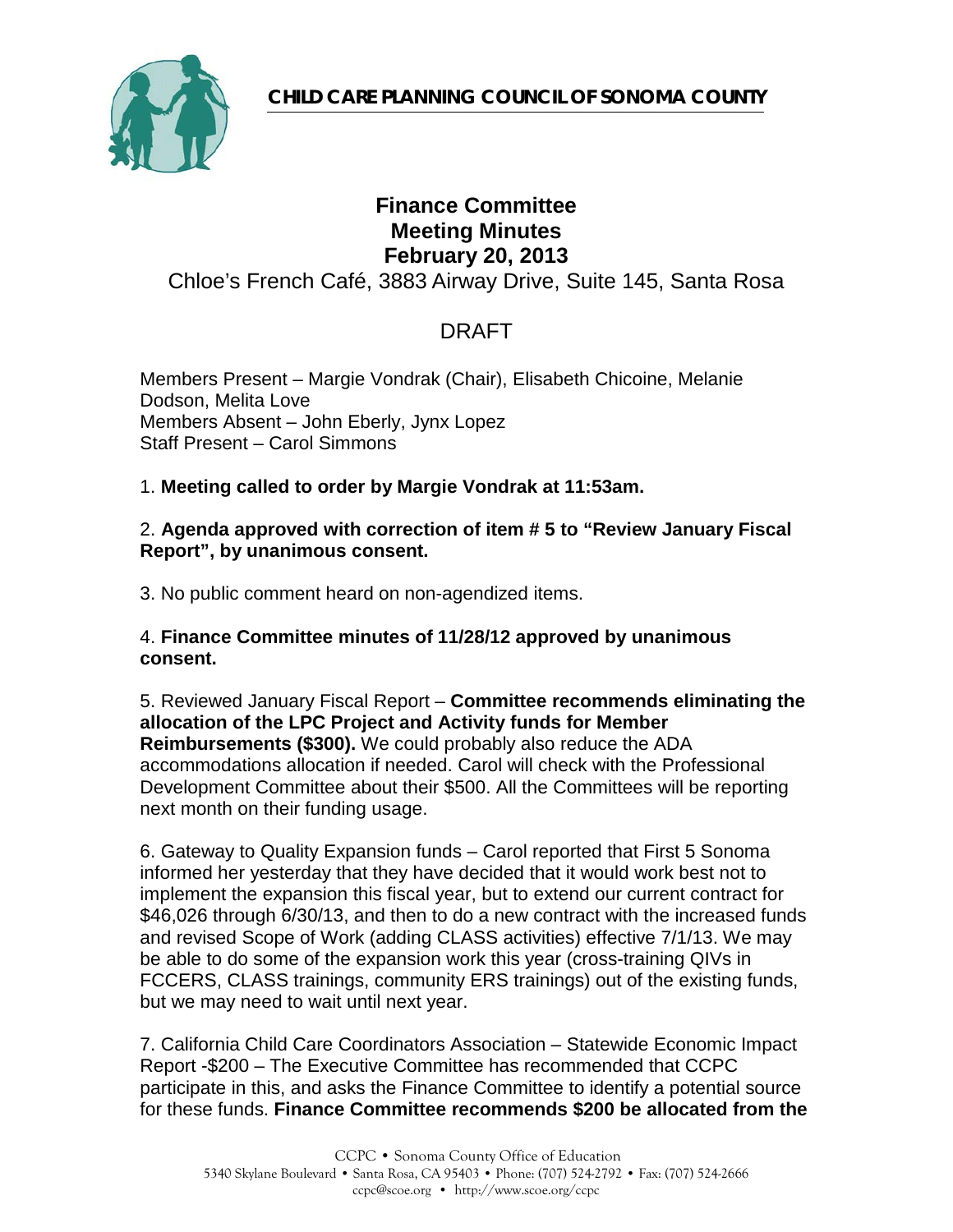**CHILD CARE PLANNING COUNCIL OF SONOMA COUNTY**

# Finance Committee
## Meeting Minutes
## February 20, 2013

Chloe's French Café, 3883 Airway Drive, Suite 145, Santa Rosa

DRAFT

Members Present – Margie Vondrak (Chair), Elisabeth Chicoine, Melanie Dodson, Melita Love
Members Absent – John Eberly, Jynx Lopez
Staff Present – Carol Simmons

1. **Meeting called to order by Margie Vondrak at 11:53am.**

2. **Agenda approved with correction of item # 5 to "Review January Fiscal Report", by unanimous consent.**

3. No public comment heard on non-agendized items.

4. **Finance Committee minutes of 11/28/12 approved by unanimous consent.**

5. Reviewed January Fiscal Report – **Committee recommends eliminating the allocation of the LPC Project and Activity funds for Member Reimbursements ($300).** We could probably also reduce the ADA accommodations allocation if needed. Carol will check with the Professional Development Committee about their $500. All the Committees will be reporting next month on their funding usage.

6. Gateway to Quality Expansion funds – Carol reported that First 5 Sonoma informed her yesterday that they have decided that it would work best not to implement the expansion this fiscal year, but to extend our current contract for $46,026 through 6/30/13, and then to do a new contract with the increased funds and revised Scope of Work (adding CLASS activities) effective 7/1/13. We may be able to do some of the expansion work this year (cross-training QIVs in FCCERS, CLASS trainings, community ERS trainings) out of the existing funds, but we may need to wait until next year.

7. California Child Care Coordinators Association – Statewide Economic Impact Report -$200 – The Executive Committee has recommended that CCPC participate in this, and asks the Finance Committee to identify a potential source for these funds. **Finance Committee recommends $200 be allocated from the**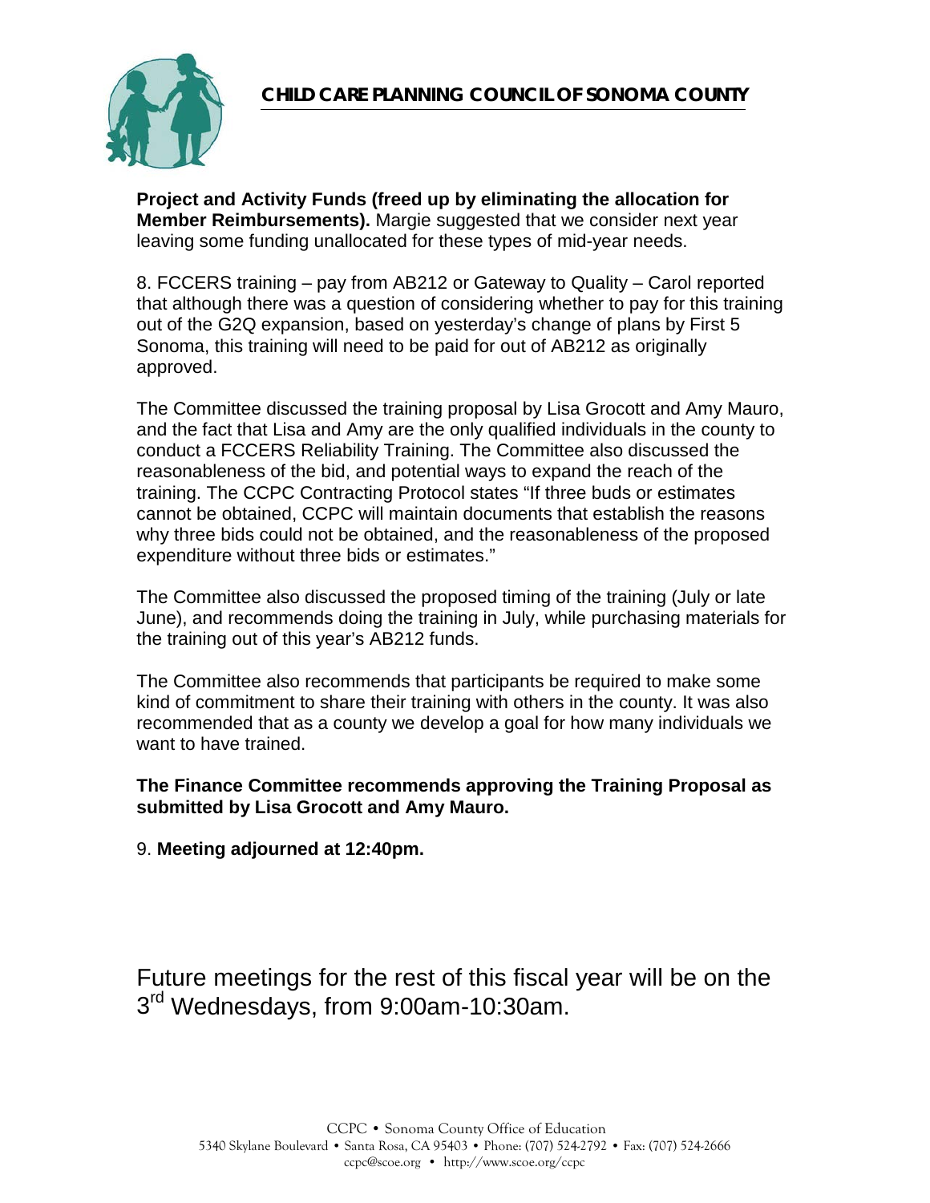**Project and Activity Funds (freed up by eliminating the allocation for Member Reimbursements).** Margie suggested that we consider next year leaving some funding unallocated for these types of mid-year needs.

8. FCCERS training – pay from AB212 or Gateway to Quality – Carol reported that although there was a question of considering whether to pay for this training out of the G2Q expansion, based on yesterday's change of plans by First 5 Sonoma, this training will need to be paid for out of AB212 as originally approved.

The Committee discussed the training proposal by Lisa Grocott and Amy Mauro, and the fact that Lisa and Amy are the only qualified individuals in the county to conduct a FCCERS Reliability Training. The Committee also discussed the reasonableness of the bid, and potential ways to expand the reach of the training. The CCPC Contracting Protocol states "If three buds or estimates cannot be obtained, CCPC will maintain documents that establish the reasons why three bids could not be obtained, and the reasonableness of the proposed expenditure without three bids or estimates."

The Committee also discussed the proposed timing of the training (July or late June), and recommends doing the training in July, while purchasing materials for the training out of this year's AB212 funds.

The Committee also recommends that participants be required to make some kind of commitment to share their training with others in the county. It was also recommended that as a county we develop a goal for how many individuals we want to have trained.

**The Finance Committee recommends approving the Training Proposal as submitted by Lisa Grocott and Amy Mauro.**

9. **Meeting adjourned at 12:40pm.**

Future meetings for the rest of this fiscal year will be on the 3rd Wednesdays, from 9:00am-10:30am.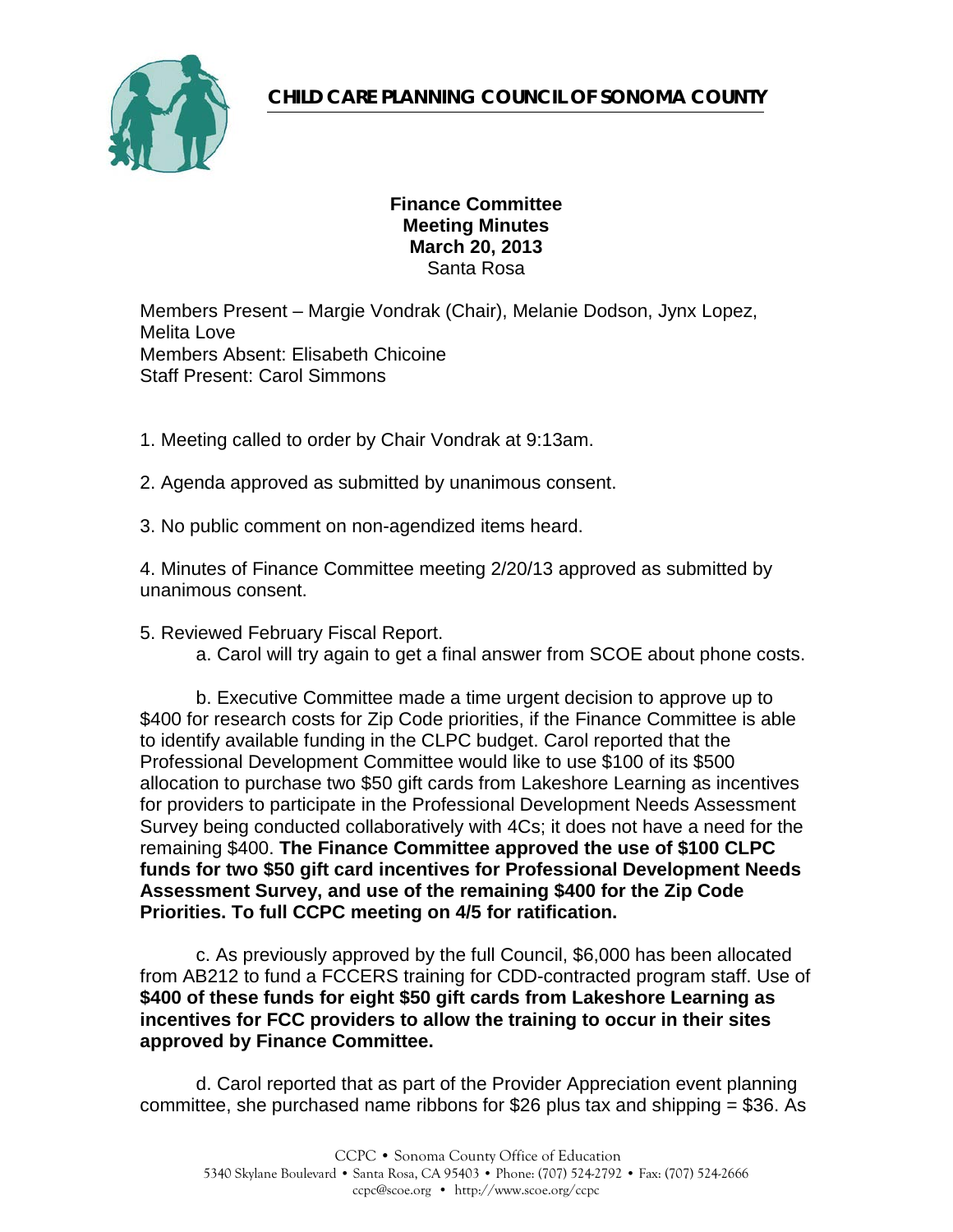**CHILD CARE PLANNING COUNCIL OF SONOMA COUNTY**

**Finance Committee**
**Meeting Minutes**
**March 20, 2013**
Santa Rosa

Members Present – Margie Vondrak (Chair), Melanie Dodson, Jynx Lopez, Melita Love
Members Absent: Elisabeth Chicoine
Staff Present: Carol Simmons

1. Meeting called to order by Chair Vondrak at 9:13am.

2. Agenda approved as submitted by unanimous consent.

3. No public comment on non-agendized items heard.

4. Minutes of Finance Committee meeting 2/20/13 approved as submitted by unanimous consent.

5. Reviewed February Fiscal Report.

   a. Carol will try again to get a final answer from SCOE about phone costs.

   b. Executive Committee made a time urgent decision to approve up to $400 for research costs for Zip Code priorities, if the Finance Committee is able to identify available funding in the CLPC budget. Carol reported that the Professional Development Committee would like to use $100 of its $500 allocation to purchase two $50 gift cards from Lakeshore Learning as incentives for providers to participate in the Professional Development Needs Assessment Survey being conducted collaboratively with 4Cs; it does not have a need for the remaining $400. **The Finance Committee approved the use of $100 CLPC funds for two $50 gift card incentives for Professional Development Needs Assessment Survey, and use of the remaining $400 for the Zip Code Priorities. To full CCPC meeting on 4/5 for ratification.**

   c. As previously approved by the full Council, $6,000 has been allocated from AB212 to fund a FCCERS training for CDD-contracted program staff. Use of **$400 of these funds for eight $50 gift cards from Lakeshore Learning as incentives for FCC providers to allow the training to occur in their sites approved by Finance Committee.**

   d. Carol reported that as part of the Provider Appreciation event planning committee, she purchased name ribbons for $26 plus tax and shipping = $36. As

CCPC • Sonoma County Office of Education
5340 Skylane Boulevard • Santa Rosa, CA 95403 • Phone: (707) 524-2792 • Fax: (707) 524-2666
ccpc@scoe.org • http://www.scoe.org/ccpc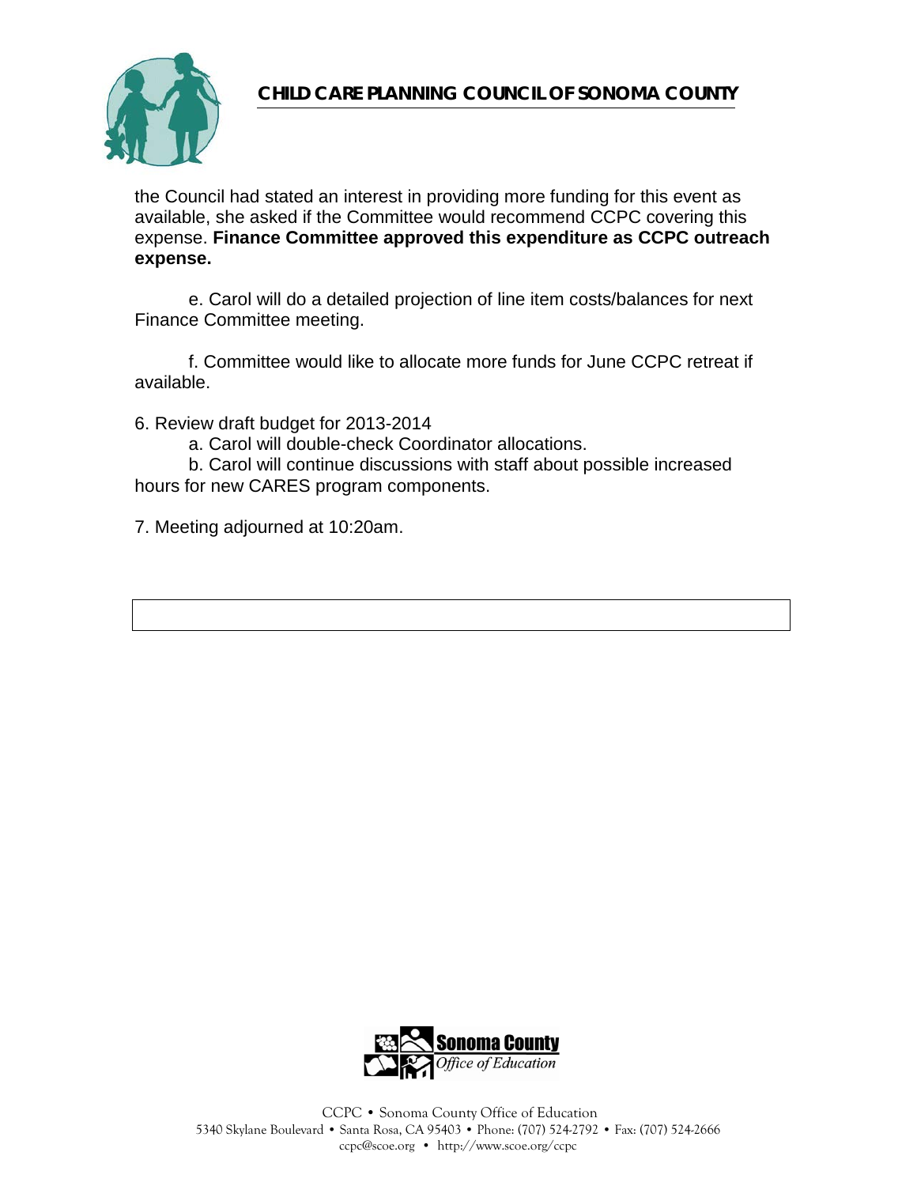the Council had stated an interest in providing more funding for this event as available, she asked if the Committee would recommend CCPC covering this expense. **Finance Committee approved this expenditure as CCPC outreach expense.**

e. Carol will do a detailed projection of line item costs/balances for next Finance Committee meeting.

f. Committee would like to allocate more funds for June CCPC retreat if available.

6. Review draft budget for 2013-2014

    a. Carol will double-check Coordinator allocations.

    b. Carol will continue discussions with staff about possible increased hours for new CARES program components.

7. Meeting adjourned at 10:20am.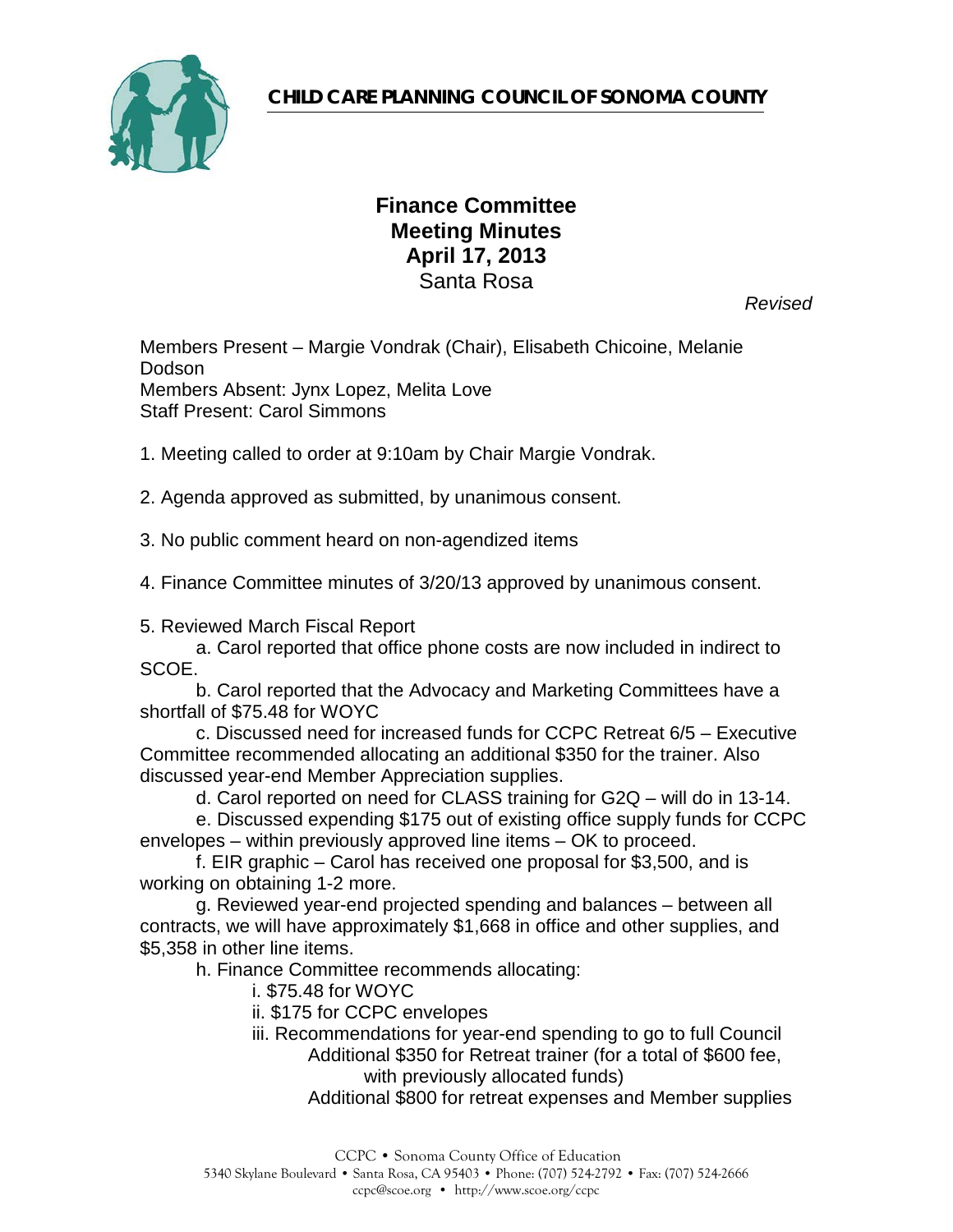**CHILD CARE PLANNING COUNCIL OF SONOMA COUNTY**

# Finance Committee
## Meeting Minutes
## April 17, 2013
Santa Rosa

*Revised*

Members Present – Margie Vondrak (Chair), Elisabeth Chicoine, Melanie Dodson
Members Absent: Jynx Lopez, Melita Love
Staff Present: Carol Simmons

1. Meeting called to order at 9:10am by Chair Margie Vondrak.

2. Agenda approved as submitted, by unanimous consent.

3. No public comment heard on non-agendized items

4. Finance Committee minutes of 3/20/13 approved by unanimous consent.

5. Reviewed March Fiscal Report
   a. Carol reported that office phone costs are now included in indirect to SCOE.
   b. Carol reported that the Advocacy and Marketing Committees have a shortfall of $75.48 for WOYC
   c. Discussed need for increased funds for CCPC Retreat 6/5 – Executive Committee recommended allocating an additional $350 for the trainer. Also discussed year-end Member Appreciation supplies.
   d. Carol reported on need for CLASS training for G2Q – will do in 13-14.
   e. Discussed expending $175 out of existing office supply funds for CCPC envelopes – within previously approved line items – OK to proceed.
   f. EIR graphic – Carol has received one proposal for $3,500, and is working on obtaining 1-2 more.
   g. Reviewed year-end projected spending and balances – between all contracts, we will have approximately $1,668 in office and other supplies, and $5,358 in other line items.
   h. Finance Committee recommends allocating:
      i. $75.48 for WOYC
      ii. $175 for CCPC envelopes
      iii. Recommendations for year-end spending to go to full Council
         Additional $350 for Retreat trainer (for a total of $600 fee, with previously allocated funds)
         Additional $800 for retreat expenses and Member supplies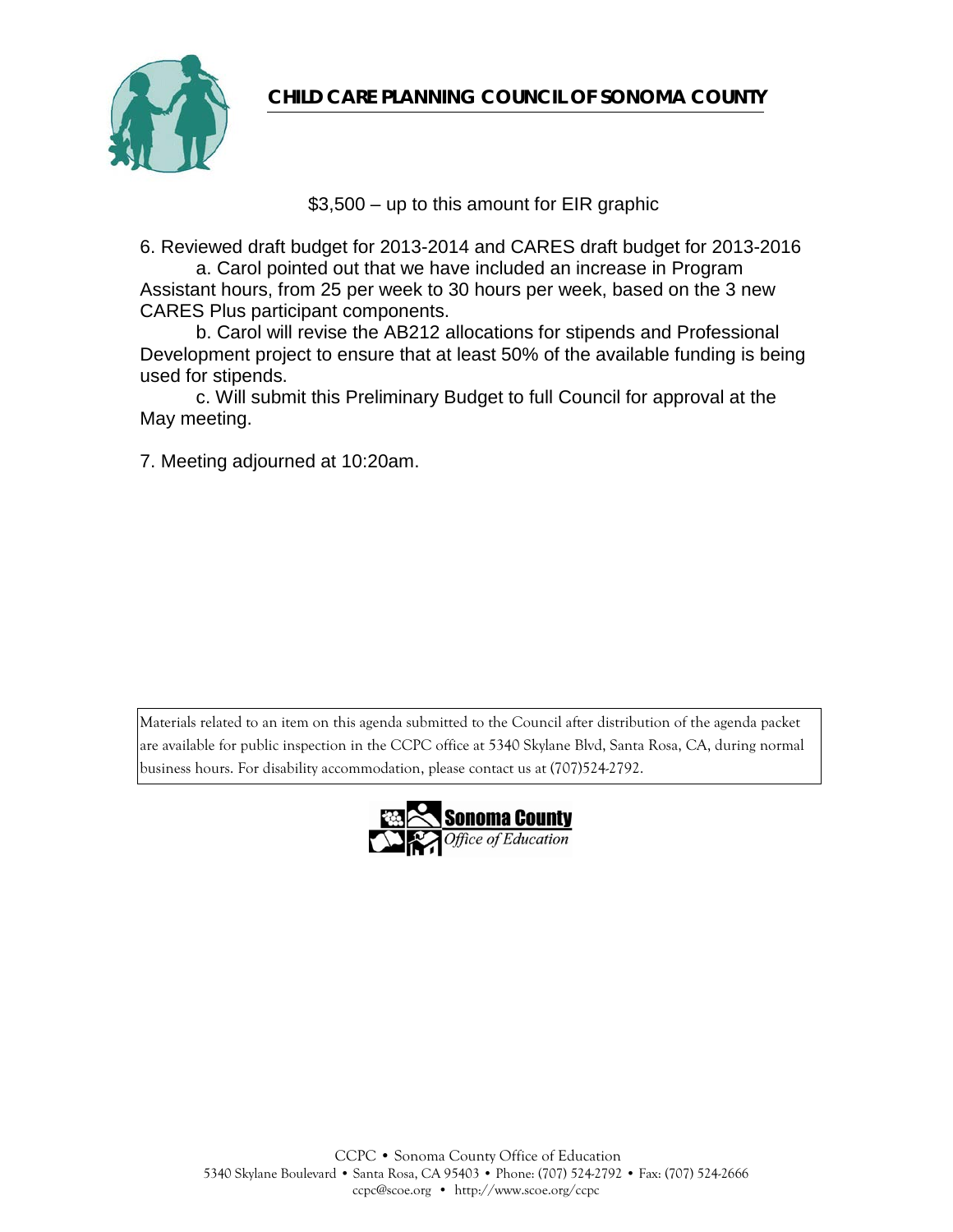$3,500 – up to this amount for EIR graphic

6. Reviewed draft budget for 2013-2014 and CARES draft budget for 2013-2016
   a. Carol pointed out that we have included an increase in Program Assistant hours, from 25 per week to 30 hours per week, based on the 3 new CARES Plus participant components.
   b. Carol will revise the AB212 allocations for stipends and Professional Development project to ensure that at least 50% of the available funding is being used for stipends.
   c. Will submit this Preliminary Budget to full Council for approval at the May meeting.

7. Meeting adjourned at 10:20am.

Materials related to an item on this agenda submitted to the Council after distribution of the agenda packet are available for public inspection in the CCPC office at 5340 Skylane Blvd, Santa Rosa, CA, during normal business hours. For disability accommodation, please contact us at (707)524-2792.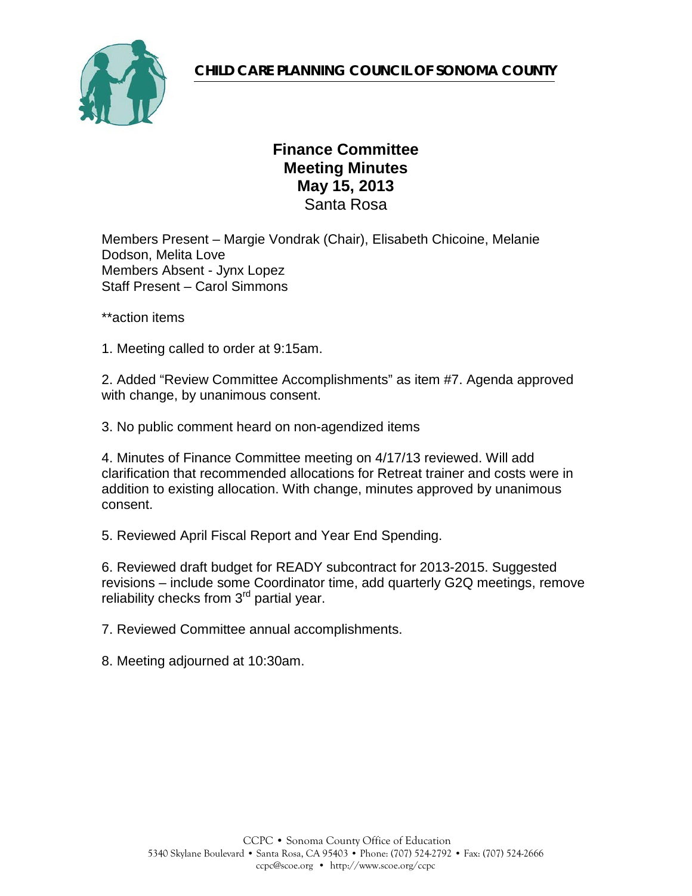**CHILD CARE PLANNING COUNCIL OF SONOMA COUNTY**

# Finance Committee
## Meeting Minutes
## May 15, 2013
Santa Rosa

Members Present – Margie Vondrak (Chair), Elisabeth Chicoine, Melanie Dodson, Melita Love
Members Absent - Jynx Lopez
Staff Present – Carol Simmons

**action items

1. Meeting called to order at 9:15am.

2. Added "Review Committee Accomplishments" as item #7. Agenda approved with change, by unanimous consent.

3. No public comment heard on non-agendized items

4. Minutes of Finance Committee meeting on 4/17/13 reviewed. Will add clarification that recommended allocations for Retreat trainer and costs were in addition to existing allocation. With change, minutes approved by unanimous consent.

5. Reviewed April Fiscal Report and Year End Spending.

6. Reviewed draft budget for READY subcontract for 2013-2015. Suggested revisions – include some Coordinator time, add quarterly G2Q meetings, remove reliability checks from 3rd partial year.

7. Reviewed Committee annual accomplishments.

8. Meeting adjourned at 10:30am.

CCPC • Sonoma County Office of Education
5340 Skylane Boulevard • Santa Rosa, CA 95403 • Phone: (707) 524-2792 • Fax: (707) 524-2666
ccpc@scoe.org • http://www.scoe.org/ccpc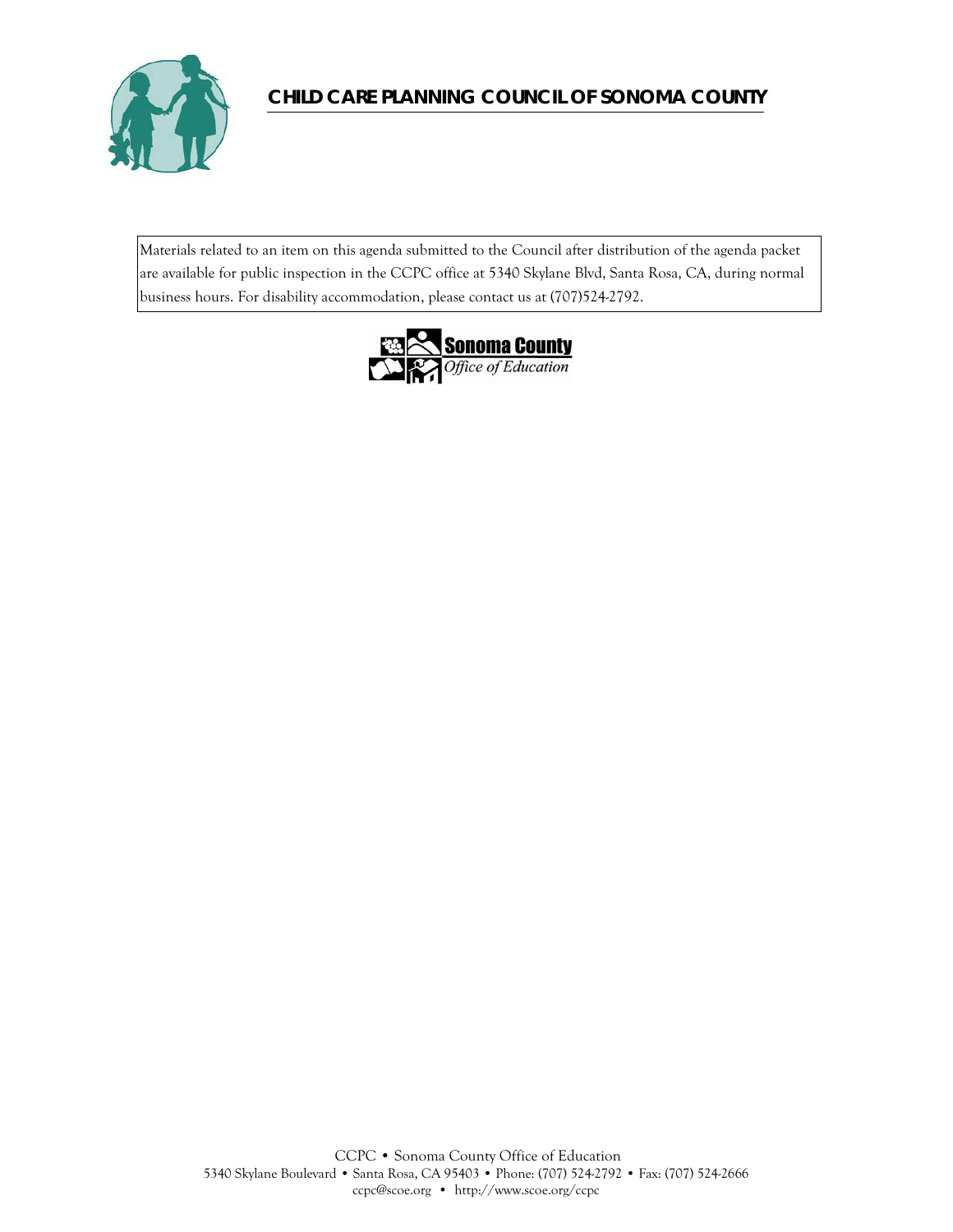# CHILD CARE PLANNING COUNCIL OF SONOMA COUNTY

Materials related to an item on this agenda submitted to the Council after distribution of the agenda packet are available for public inspection in the CCPC office at 5340 Skylane Blvd, Santa Rosa, CA, during normal business hours. For disability accommodation, please contact us at (707)524-2792.

Sonoma County *Office of Education*

CCPC • Sonoma County Office of Education
5340 Skylane Boulevard • Santa Rosa, CA 95403 • Phone: (707) 524-2792 • Fax: (707) 524-2666
ccpc@scoe.org • http://www.scoe.org/ccpc